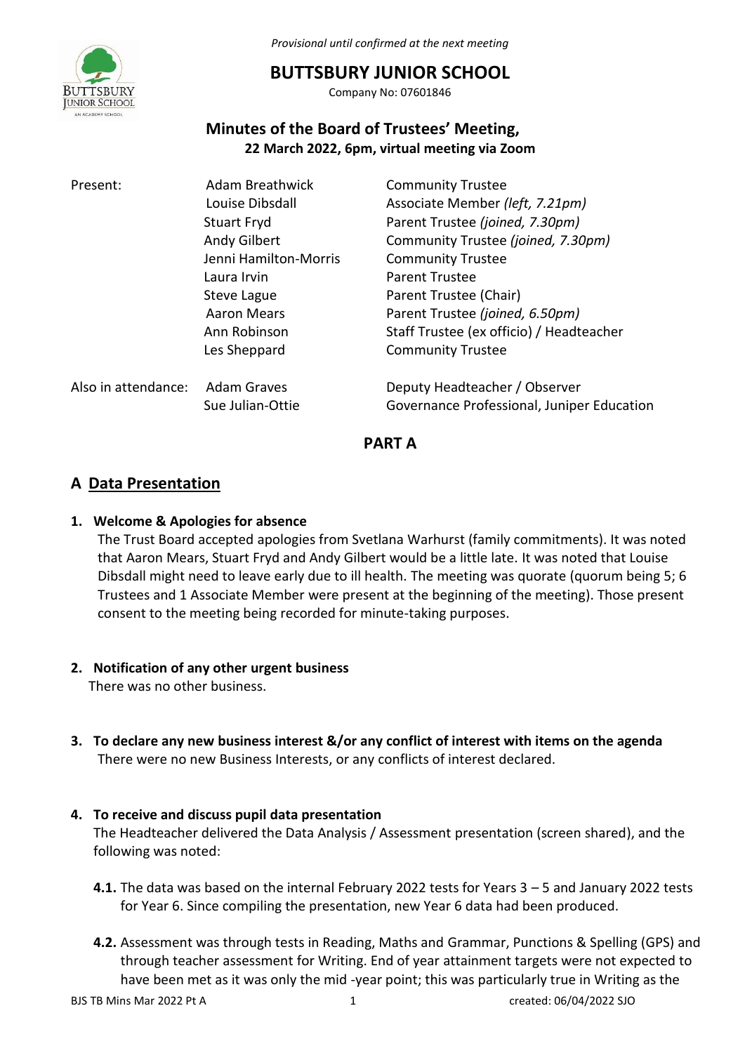*Provisional until confirmed at the next meeting*

# BUTTSBURY JUNIOR SCHOOL

Company No: 07601846

## Minutes of the Board of Trustees' Meeting,
**22 March 2022, 6pm, virtual meeting via Zoom**

| | | |
|---|---|---|
| Present: | Adam Breathwick | Community Trustee |
| | Louise Dibsdall | Associate Member *(left, 7.21pm)* |
| | Stuart Fryd | Parent Trustee *(joined, 7.30pm)* |
| | Andy Gilbert | Community Trustee *(joined, 7.30pm)* |
| | Jenni Hamilton-Morris | Community Trustee |
| | Laura Irvin | Parent Trustee |
| | Steve Lague | Parent Trustee (Chair) |
| | Aaron Mears | Parent Trustee *(joined, 6.50pm)* |
| | Ann Robinson | Staff Trustee (ex officio) / Headteacher |
| | Les Sheppard | Community Trustee |
| Also in attendance: | Adam Graves | Deputy Headteacher / Observer |
| | Sue Julian-Ottie | Governance Professional, Juniper Education |

**PART A**

## A Data Presentation

**1. Welcome & Apologies for absence**

The Trust Board accepted apologies from Svetlana Warhurst (family commitments). It was noted that Aaron Mears, Stuart Fryd and Andy Gilbert would be a little late. It was noted that Louise Dibsdall might need to leave early due to ill health. The meeting was quorate (quorum being 5; 6 Trustees and 1 Associate Member were present at the beginning of the meeting). Those present consent to the meeting being recorded for minute-taking purposes.

**2. Notification of any other urgent business**

There was no other business.

**3. To declare any new business interest &/or any conflict of interest with items on the agenda**

There were no new Business Interests, or any conflicts of interest declared.

**4. To receive and discuss pupil data presentation**

The Headteacher delivered the Data Analysis / Assessment presentation (screen shared), and the following was noted:

**4.1.** The data was based on the internal February 2022 tests for Years 3 – 5 and January 2022 tests for Year 6. Since compiling the presentation, new Year 6 data had been produced.

**4.2.** Assessment was through tests in Reading, Maths and Grammar, Punctions & Spelling (GPS) and through teacher assessment for Writing. End of year attainment targets were not expected to have been met as it was only the mid -year point; this was particularly true in Writing as the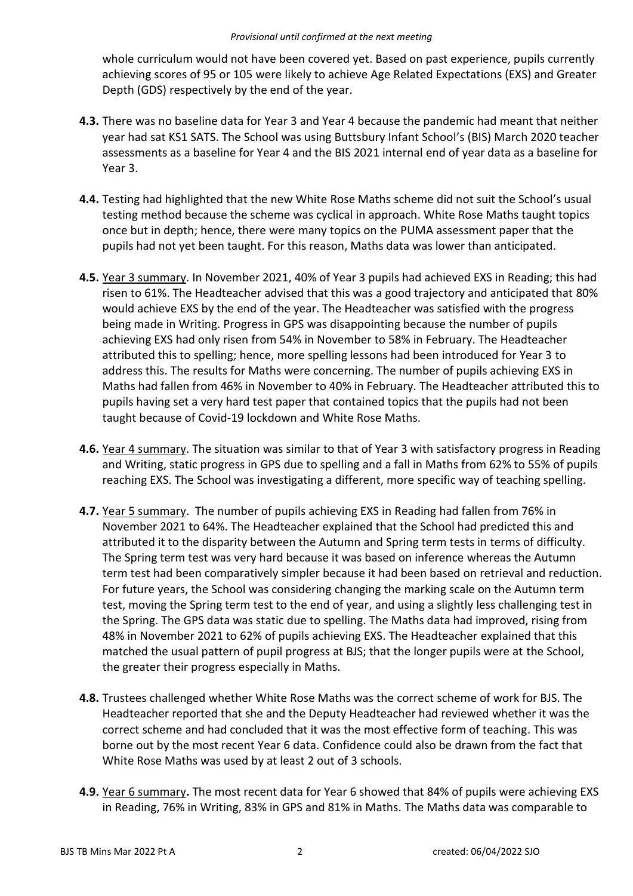whole curriculum would not have been covered yet. Based on past experience, pupils currently achieving scores of 95 or 105 were likely to achieve Age Related Expectations (EXS) and Greater Depth (GDS) respectively by the end of the year.

**4.3.** There was no baseline data for Year 3 and Year 4 because the pandemic had meant that neither year had sat KS1 SATS. The School was using Buttsbury Infant School's (BIS) March 2020 teacher assessments as a baseline for Year 4 and the BIS 2021 internal end of year data as a baseline for Year 3.

**4.4.** Testing had highlighted that the new White Rose Maths scheme did not suit the School's usual testing method because the scheme was cyclical in approach. White Rose Maths taught topics once but in depth; hence, there were many topics on the PUMA assessment paper that the pupils had not yet been taught. For this reason, Maths data was lower than anticipated.

**4.5.** Year 3 summary. In November 2021, 40% of Year 3 pupils had achieved EXS in Reading; this had risen to 61%. The Headteacher advised that this was a good trajectory and anticipated that 80% would achieve EXS by the end of the year. The Headteacher was satisfied with the progress being made in Writing. Progress in GPS was disappointing because the number of pupils achieving EXS had only risen from 54% in November to 58% in February. The Headteacher attributed this to spelling; hence, more spelling lessons had been introduced for Year 3 to address this. The results for Maths were concerning. The number of pupils achieving EXS in Maths had fallen from 46% in November to 40% in February. The Headteacher attributed this to pupils having set a very hard test paper that contained topics that the pupils had not been taught because of Covid-19 lockdown and White Rose Maths.

**4.6.** Year 4 summary. The situation was similar to that of Year 3 with satisfactory progress in Reading and Writing, static progress in GPS due to spelling and a fall in Maths from 62% to 55% of pupils reaching EXS. The School was investigating a different, more specific way of teaching spelling.

**4.7.** Year 5 summary. The number of pupils achieving EXS in Reading had fallen from 76% in November 2021 to 64%. The Headteacher explained that the School had predicted this and attributed it to the disparity between the Autumn and Spring term tests in terms of difficulty. The Spring term test was very hard because it was based on inference whereas the Autumn term test had been comparatively simpler because it had been based on retrieval and reduction. For future years, the School was considering changing the marking scale on the Autumn term test, moving the Spring term test to the end of year, and using a slightly less challenging test in the Spring. The GPS data was static due to spelling. The Maths data had improved, rising from 48% in November 2021 to 62% of pupils achieving EXS. The Headteacher explained that this matched the usual pattern of pupil progress at BJS; that the longer pupils were at the School, the greater their progress especially in Maths.

**4.8.** Trustees challenged whether White Rose Maths was the correct scheme of work for BJS. The Headteacher reported that she and the Deputy Headteacher had reviewed whether it was the correct scheme and had concluded that it was the most effective form of teaching. This was borne out by the most recent Year 6 data. Confidence could also be drawn from the fact that White Rose Maths was used by at least 2 out of 3 schools.

**4.9.** Year 6 summary**.** The most recent data for Year 6 showed that 84% of pupils were achieving EXS in Reading, 76% in Writing, 83% in GPS and 81% in Maths. The Maths data was comparable to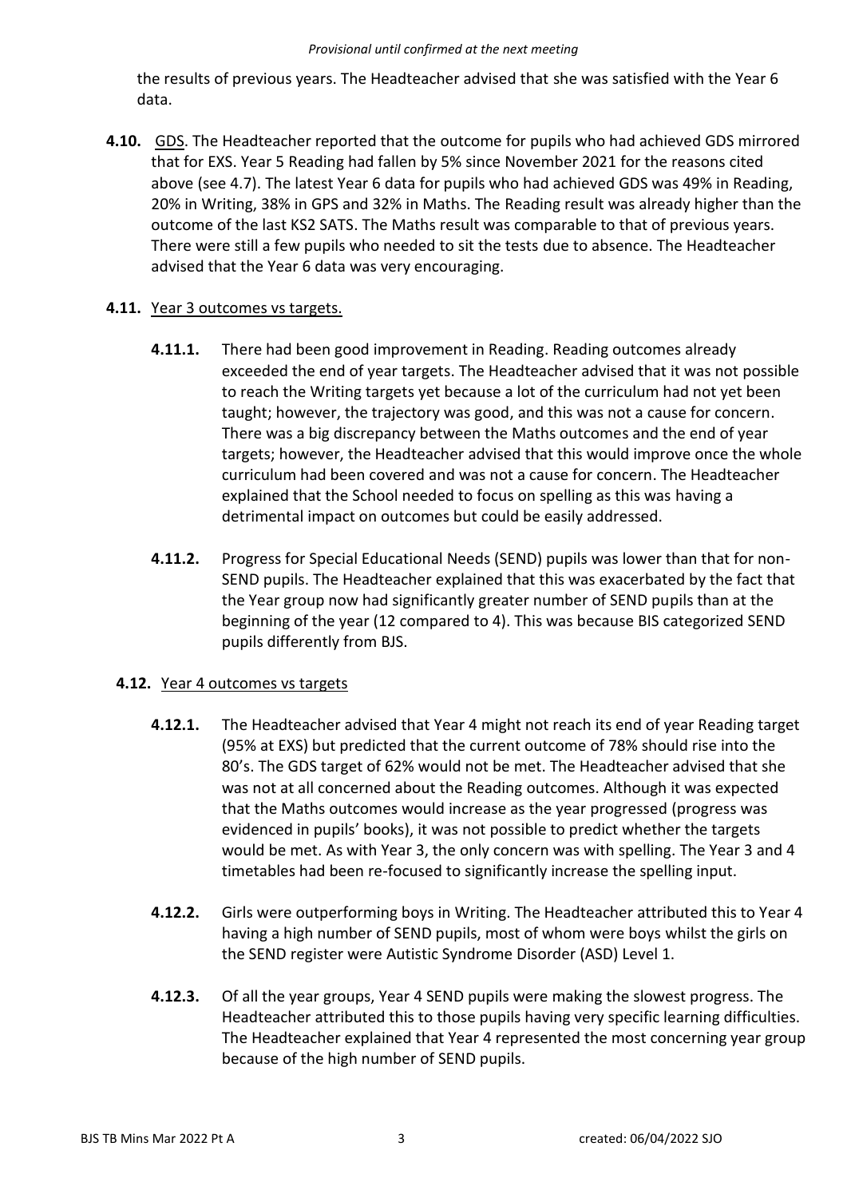the results of previous years. The Headteacher advised that she was satisfied with the Year 6 data.

**4.10.** <u>GDS</u>. The Headteacher reported that the outcome for pupils who had achieved GDS mirrored that for EXS. Year 5 Reading had fallen by 5% since November 2021 for the reasons cited above (see 4.7). The latest Year 6 data for pupils who had achieved GDS was 49% in Reading, 20% in Writing, 38% in GPS and 32% in Maths. The Reading result was already higher than the outcome of the last KS2 SATS. The Maths result was comparable to that of previous years. There were still a few pupils who needed to sit the tests due to absence. The Headteacher advised that the Year 6 data was very encouraging.

**4.11.** <u>Year 3 outcomes vs targets.</u>

**4.11.1.** There had been good improvement in Reading. Reading outcomes already exceeded the end of year targets. The Headteacher advised that it was not possible to reach the Writing targets yet because a lot of the curriculum had not yet been taught; however, the trajectory was good, and this was not a cause for concern. There was a big discrepancy between the Maths outcomes and the end of year targets; however, the Headteacher advised that this would improve once the whole curriculum had been covered and was not a cause for concern. The Headteacher explained that the School needed to focus on spelling as this was having a detrimental impact on outcomes but could be easily addressed.

**4.11.2.** Progress for Special Educational Needs (SEND) pupils was lower than that for non-SEND pupils. The Headteacher explained that this was exacerbated by the fact that the Year group now had significantly greater number of SEND pupils than at the beginning of the year (12 compared to 4). This was because BIS categorized SEND pupils differently from BJS.

**4.12.** <u>Year 4 outcomes vs targets</u>

**4.12.1.** The Headteacher advised that Year 4 might not reach its end of year Reading target (95% at EXS) but predicted that the current outcome of 78% should rise into the 80's. The GDS target of 62% would not be met. The Headteacher advised that she was not at all concerned about the Reading outcomes. Although it was expected that the Maths outcomes would increase as the year progressed (progress was evidenced in pupils' books), it was not possible to predict whether the targets would be met. As with Year 3, the only concern was with spelling. The Year 3 and 4 timetables had been re-focused to significantly increase the spelling input.

**4.12.2.** Girls were outperforming boys in Writing. The Headteacher attributed this to Year 4 having a high number of SEND pupils, most of whom were boys whilst the girls on the SEND register were Autistic Syndrome Disorder (ASD) Level 1.

**4.12.3.** Of all the year groups, Year 4 SEND pupils were making the slowest progress. The Headteacher attributed this to those pupils having very specific learning difficulties. The Headteacher explained that Year 4 represented the most concerning year group because of the high number of SEND pupils.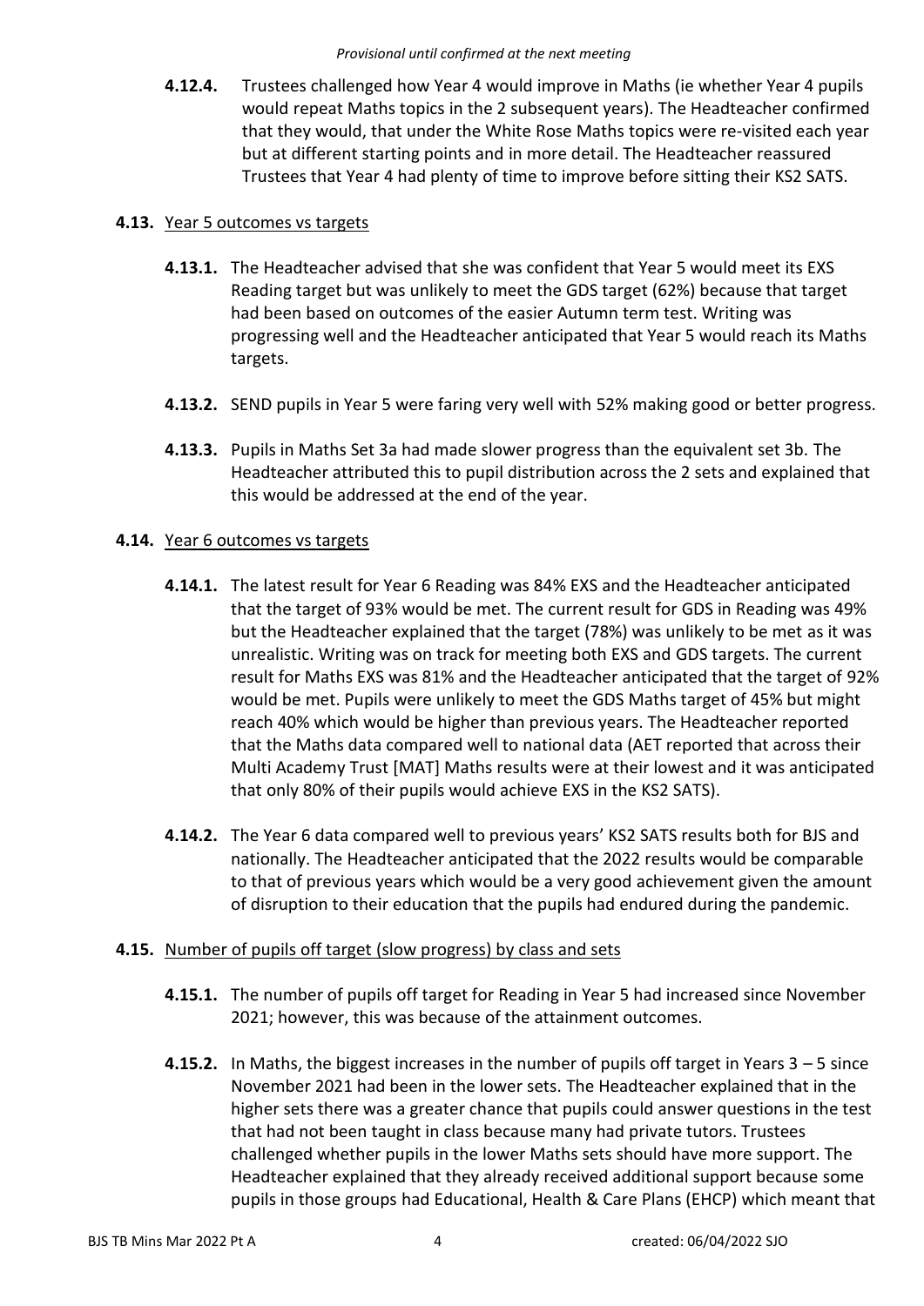**4.12.4.** Trustees challenged how Year 4 would improve in Maths (ie whether Year 4 pupils would repeat Maths topics in the 2 subsequent years). The Headteacher confirmed that they would, that under the White Rose Maths topics were re-visited each year but at different starting points and in more detail. The Headteacher reassured Trustees that Year 4 had plenty of time to improve before sitting their KS2 SATS.

**4.13.** Year 5 outcomes vs targets

**4.13.1.** The Headteacher advised that she was confident that Year 5 would meet its EXS Reading target but was unlikely to meet the GDS target (62%) because that target had been based on outcomes of the easier Autumn term test. Writing was progressing well and the Headteacher anticipated that Year 5 would reach its Maths targets.

**4.13.2.** SEND pupils in Year 5 were faring very well with 52% making good or better progress.

**4.13.3.** Pupils in Maths Set 3a had made slower progress than the equivalent set 3b. The Headteacher attributed this to pupil distribution across the 2 sets and explained that this would be addressed at the end of the year.

**4.14.** Year 6 outcomes vs targets

**4.14.1.** The latest result for Year 6 Reading was 84% EXS and the Headteacher anticipated that the target of 93% would be met. The current result for GDS in Reading was 49% but the Headteacher explained that the target (78%) was unlikely to be met as it was unrealistic. Writing was on track for meeting both EXS and GDS targets. The current result for Maths EXS was 81% and the Headteacher anticipated that the target of 92% would be met. Pupils were unlikely to meet the GDS Maths target of 45% but might reach 40% which would be higher than previous years. The Headteacher reported that the Maths data compared well to national data (AET reported that across their Multi Academy Trust [MAT] Maths results were at their lowest and it was anticipated that only 80% of their pupils would achieve EXS in the KS2 SATS).

**4.14.2.** The Year 6 data compared well to previous years' KS2 SATS results both for BJS and nationally. The Headteacher anticipated that the 2022 results would be comparable to that of previous years which would be a very good achievement given the amount of disruption to their education that the pupils had endured during the pandemic.

**4.15.** Number of pupils off target (slow progress) by class and sets

**4.15.1.** The number of pupils off target for Reading in Year 5 had increased since November 2021; however, this was because of the attainment outcomes.

**4.15.2.** In Maths, the biggest increases in the number of pupils off target in Years 3 – 5 since November 2021 had been in the lower sets. The Headteacher explained that in the higher sets there was a greater chance that pupils could answer questions in the test that had not been taught in class because many had private tutors. Trustees challenged whether pupils in the lower Maths sets should have more support. The Headteacher explained that they already received additional support because some pupils in those groups had Educational, Health & Care Plans (EHCP) which meant that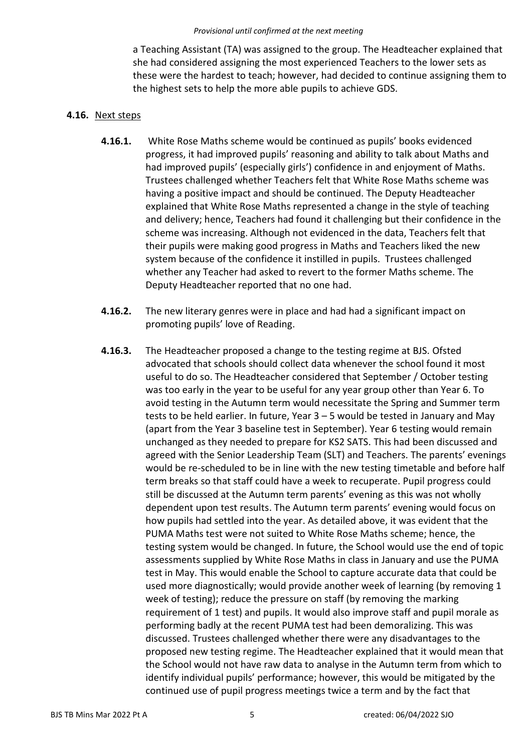a Teaching Assistant (TA) was assigned to the group. The Headteacher explained that she had considered assigning the most experienced Teachers to the lower sets as these were the hardest to teach; however, had decided to continue assigning them to the highest sets to help the more able pupils to achieve GDS.

**4.16.** Next steps

**4.16.1.** White Rose Maths scheme would be continued as pupils' books evidenced progress, it had improved pupils' reasoning and ability to talk about Maths and had improved pupils' (especially girls') confidence in and enjoyment of Maths. Trustees challenged whether Teachers felt that White Rose Maths scheme was having a positive impact and should be continued. The Deputy Headteacher explained that White Rose Maths represented a change in the style of teaching and delivery; hence, Teachers had found it challenging but their confidence in the scheme was increasing. Although not evidenced in the data, Teachers felt that their pupils were making good progress in Maths and Teachers liked the new system because of the confidence it instilled in pupils. Trustees challenged whether any Teacher had asked to revert to the former Maths scheme. The Deputy Headteacher reported that no one had.

**4.16.2.** The new literary genres were in place and had had a significant impact on promoting pupils' love of Reading.

**4.16.3.** The Headteacher proposed a change to the testing regime at BJS. Ofsted advocated that schools should collect data whenever the school found it most useful to do so. The Headteacher considered that September / October testing was too early in the year to be useful for any year group other than Year 6. To avoid testing in the Autumn term would necessitate the Spring and Summer term tests to be held earlier. In future, Year 3 – 5 would be tested in January and May (apart from the Year 3 baseline test in September). Year 6 testing would remain unchanged as they needed to prepare for KS2 SATS. This had been discussed and agreed with the Senior Leadership Team (SLT) and Teachers. The parents' evenings would be re-scheduled to be in line with the new testing timetable and before half term breaks so that staff could have a week to recuperate. Pupil progress could still be discussed at the Autumn term parents' evening as this was not wholly dependent upon test results. The Autumn term parents' evening would focus on how pupils had settled into the year. As detailed above, it was evident that the PUMA Maths test were not suited to White Rose Maths scheme; hence, the testing system would be changed. In future, the School would use the end of topic assessments supplied by White Rose Maths in class in January and use the PUMA test in May. This would enable the School to capture accurate data that could be used more diagnostically; would provide another week of learning (by removing 1 week of testing); reduce the pressure on staff (by removing the marking requirement of 1 test) and pupils. It would also improve staff and pupil morale as performing badly at the recent PUMA test had been demoralizing. This was discussed. Trustees challenged whether there were any disadvantages to the proposed new testing regime. The Headteacher explained that it would mean that the School would not have raw data to analyse in the Autumn term from which to identify individual pupils' performance; however, this would be mitigated by the continued use of pupil progress meetings twice a term and by the fact that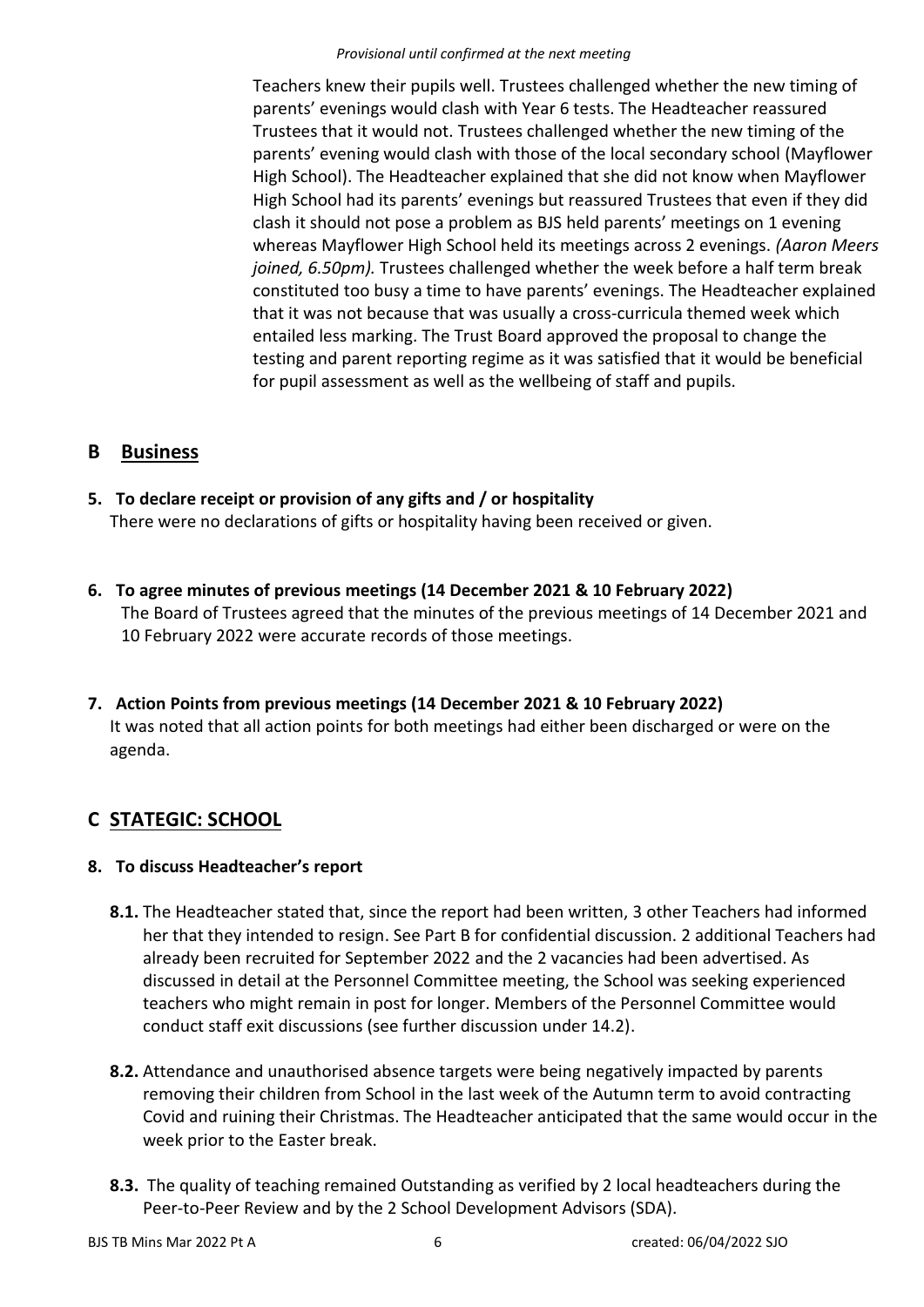Teachers knew their pupils well. Trustees challenged whether the new timing of parents' evenings would clash with Year 6 tests. The Headteacher reassured Trustees that it would not. Trustees challenged whether the new timing of the parents' evening would clash with those of the local secondary school (Mayflower High School). The Headteacher explained that she did not know when Mayflower High School had its parents' evenings but reassured Trustees that even if they did clash it should not pose a problem as BJS held parents' meetings on 1 evening whereas Mayflower High School held its meetings across 2 evenings. *(Aaron Meers joined, 6.50pm).* Trustees challenged whether the week before a half term break constituted too busy a time to have parents' evenings. The Headteacher explained that it was not because that was usually a cross-curricula themed week which entailed less marking. The Trust Board approved the proposal to change the testing and parent reporting regime as it was satisfied that it would be beneficial for pupil assessment as well as the wellbeing of staff and pupils.

## B Business

**5. To declare receipt or provision of any gifts and / or hospitality**

There were no declarations of gifts or hospitality having been received or given.

**6. To agree minutes of previous meetings (14 December 2021 & 10 February 2022)**

The Board of Trustees agreed that the minutes of the previous meetings of 14 December 2021 and 10 February 2022 were accurate records of those meetings.

**7. Action Points from previous meetings (14 December 2021 & 10 February 2022)**

It was noted that all action points for both meetings had either been discharged or were on the agenda.

## C STATEGIC: SCHOOL

**8. To discuss Headteacher's report**

**8.1.** The Headteacher stated that, since the report had been written, 3 other Teachers had informed her that they intended to resign. See Part B for confidential discussion. 2 additional Teachers had already been recruited for September 2022 and the 2 vacancies had been advertised. As discussed in detail at the Personnel Committee meeting, the School was seeking experienced teachers who might remain in post for longer. Members of the Personnel Committee would conduct staff exit discussions (see further discussion under 14.2).

**8.2.** Attendance and unauthorised absence targets were being negatively impacted by parents removing their children from School in the last week of the Autumn term to avoid contracting Covid and ruining their Christmas. The Headteacher anticipated that the same would occur in the week prior to the Easter break.

**8.3.** The quality of teaching remained Outstanding as verified by 2 local headteachers during the Peer-to-Peer Review and by the 2 School Development Advisors (SDA).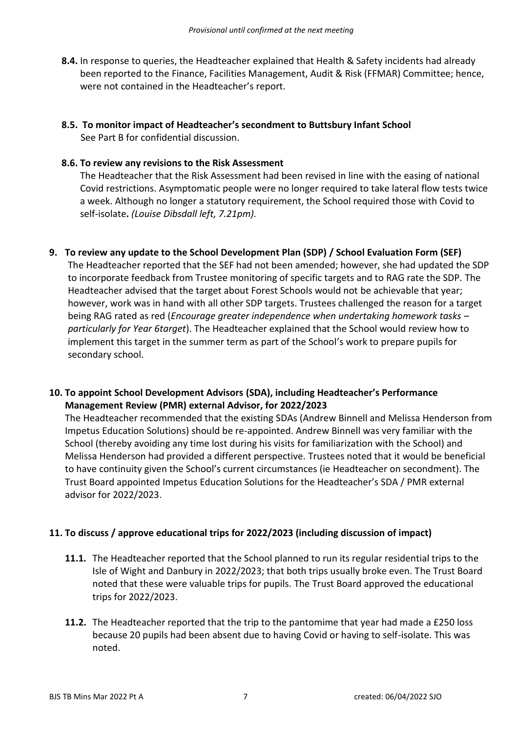**8.4.** In response to queries, the Headteacher explained that Health & Safety incidents had already been reported to the Finance, Facilities Management, Audit & Risk (FFMAR) Committee; hence, were not contained in the Headteacher's report.

**8.5. To monitor impact of Headteacher's secondment to Buttsbury Infant School**
See Part B for confidential discussion.

**8.6. To review any revisions to the Risk Assessment**
The Headteacher that the Risk Assessment had been revised in line with the easing of national Covid restrictions. Asymptomatic people were no longer required to take lateral flow tests twice a week. Although no longer a statutory requirement, the School required those with Covid to self-isolate**.** *(Louise Dibsdall left, 7.21pm).*

## 9. To review any update to the School Development Plan (SDP) / School Evaluation Form (SEF)

The Headteacher reported that the SEF had not been amended; however, she had updated the SDP to incorporate feedback from Trustee monitoring of specific targets and to RAG rate the SDP. The Headteacher advised that the target about Forest Schools would not be achievable that year; however, work was in hand with all other SDP targets. Trustees challenged the reason for a target being RAG rated as red (*Encourage greater independence when undertaking homework tasks – particularly for Year 6target*). The Headteacher explained that the School would review how to implement this target in the summer term as part of the School's work to prepare pupils for secondary school.

## 10. To appoint School Development Advisors (SDA), including Headteacher's Performance Management Review (PMR) external Advisor, for 2022/2023

The Headteacher recommended that the existing SDAs (Andrew Binnell and Melissa Henderson from Impetus Education Solutions) should be re-appointed. Andrew Binnell was very familiar with the School (thereby avoiding any time lost during his visits for familiarization with the School) and Melissa Henderson had provided a different perspective. Trustees noted that it would be beneficial to have continuity given the School's current circumstances (ie Headteacher on secondment). The Trust Board appointed Impetus Education Solutions for the Headteacher's SDA / PMR external advisor for 2022/2023.

## 11. To discuss / approve educational trips for 2022/2023 (including discussion of impact)

**11.1.** The Headteacher reported that the School planned to run its regular residential trips to the Isle of Wight and Danbury in 2022/2023; that both trips usually broke even. The Trust Board noted that these were valuable trips for pupils. The Trust Board approved the educational trips for 2022/2023.

**11.2.** The Headteacher reported that the trip to the pantomime that year had made a £250 loss because 20 pupils had been absent due to having Covid or having to self-isolate. This was noted.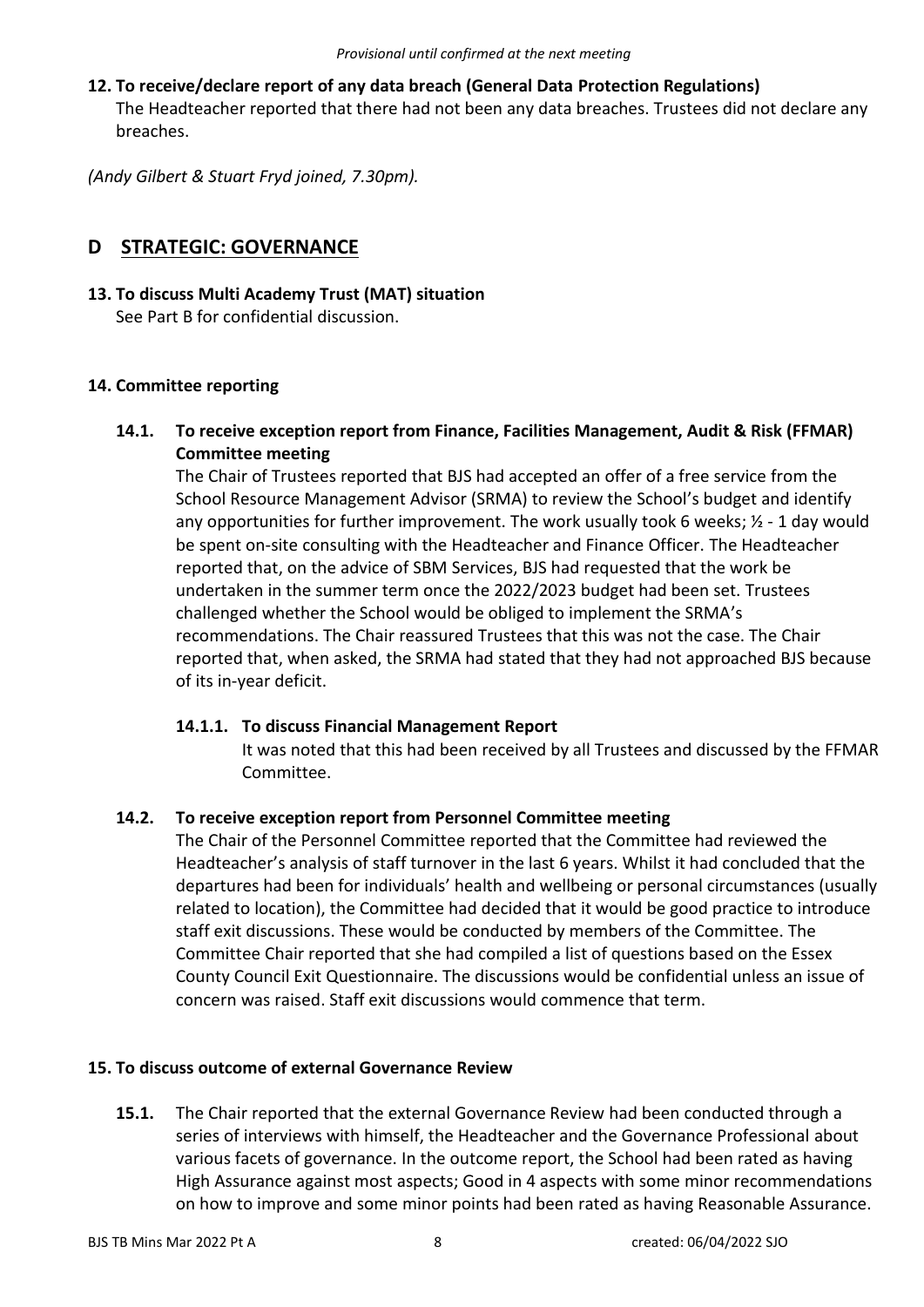**12. To receive/declare report of any data breach (General Data Protection Regulations)**

The Headteacher reported that there had not been any data breaches. Trustees did not declare any breaches.

*(Andy Gilbert & Stuart Fryd joined, 7.30pm).*

## D STRATEGIC: GOVERNANCE

**13. To discuss Multi Academy Trust (MAT) situation**

See Part B for confidential discussion.

**14. Committee reporting**

**14.1. To receive exception report from Finance, Facilities Management, Audit & Risk (FFMAR) Committee meeting**

The Chair of Trustees reported that BJS had accepted an offer of a free service from the School Resource Management Advisor (SRMA) to review the School's budget and identify any opportunities for further improvement. The work usually took 6 weeks; ½ - 1 day would be spent on-site consulting with the Headteacher and Finance Officer. The Headteacher reported that, on the advice of SBM Services, BJS had requested that the work be undertaken in the summer term once the 2022/2023 budget had been set. Trustees challenged whether the School would be obliged to implement the SRMA's recommendations. The Chair reassured Trustees that this was not the case. The Chair reported that, when asked, the SRMA had stated that they had not approached BJS because of its in-year deficit.

**14.1.1. To discuss Financial Management Report**

It was noted that this had been received by all Trustees and discussed by the FFMAR Committee.

**14.2. To receive exception report from Personnel Committee meeting**

The Chair of the Personnel Committee reported that the Committee had reviewed the Headteacher's analysis of staff turnover in the last 6 years. Whilst it had concluded that the departures had been for individuals' health and wellbeing or personal circumstances (usually related to location), the Committee had decided that it would be good practice to introduce staff exit discussions. These would be conducted by members of the Committee. The Committee Chair reported that she had compiled a list of questions based on the Essex County Council Exit Questionnaire. The discussions would be confidential unless an issue of concern was raised. Staff exit discussions would commence that term.

**15. To discuss outcome of external Governance Review**

**15.1.** The Chair reported that the external Governance Review had been conducted through a series of interviews with himself, the Headteacher and the Governance Professional about various facets of governance. In the outcome report, the School had been rated as having High Assurance against most aspects; Good in 4 aspects with some minor recommendations on how to improve and some minor points had been rated as having Reasonable Assurance.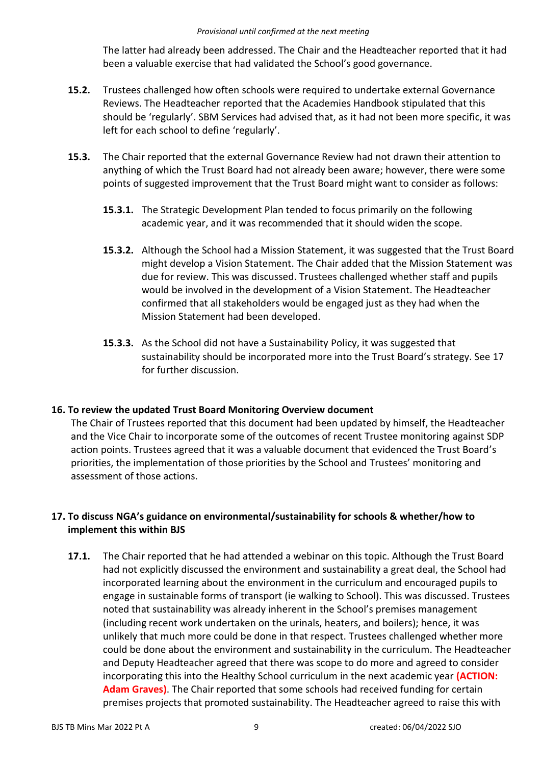The latter had already been addressed. The Chair and the Headteacher reported that it had been a valuable exercise that had validated the School's good governance.

**15.2.** Trustees challenged how often schools were required to undertake external Governance Reviews. The Headteacher reported that the Academies Handbook stipulated that this should be 'regularly'. SBM Services had advised that, as it had not been more specific, it was left for each school to define 'regularly'.

**15.3.** The Chair reported that the external Governance Review had not drawn their attention to anything of which the Trust Board had not already been aware; however, there were some points of suggested improvement that the Trust Board might want to consider as follows:

**15.3.1.** The Strategic Development Plan tended to focus primarily on the following academic year, and it was recommended that it should widen the scope.

**15.3.2.** Although the School had a Mission Statement, it was suggested that the Trust Board might develop a Vision Statement. The Chair added that the Mission Statement was due for review. This was discussed. Trustees challenged whether staff and pupils would be involved in the development of a Vision Statement. The Headteacher confirmed that all stakeholders would be engaged just as they had when the Mission Statement had been developed.

**15.3.3.** As the School did not have a Sustainability Policy, it was suggested that sustainability should be incorporated more into the Trust Board's strategy. See 17 for further discussion.

## 16. To review the updated Trust Board Monitoring Overview document

The Chair of Trustees reported that this document had been updated by himself, the Headteacher and the Vice Chair to incorporate some of the outcomes of recent Trustee monitoring against SDP action points. Trustees agreed that it was a valuable document that evidenced the Trust Board's priorities, the implementation of those priorities by the School and Trustees' monitoring and assessment of those actions.

## 17. To discuss NGA's guidance on environmental/sustainability for schools & whether/how to implement this within BJS

**17.1.** The Chair reported that he had attended a webinar on this topic. Although the Trust Board had not explicitly discussed the environment and sustainability a great deal, the School had incorporated learning about the environment in the curriculum and encouraged pupils to engage in sustainable forms of transport (ie walking to School). This was discussed. Trustees noted that sustainability was already inherent in the School's premises management (including recent work undertaken on the urinals, heaters, and boilers); hence, it was unlikely that much more could be done in that respect. Trustees challenged whether more could be done about the environment and sustainability in the curriculum. The Headteacher and Deputy Headteacher agreed that there was scope to do more and agreed to consider incorporating this into the Healthy School curriculum in the next academic year **(ACTION: Adam Graves)**. The Chair reported that some schools had received funding for certain premises projects that promoted sustainability. The Headteacher agreed to raise this with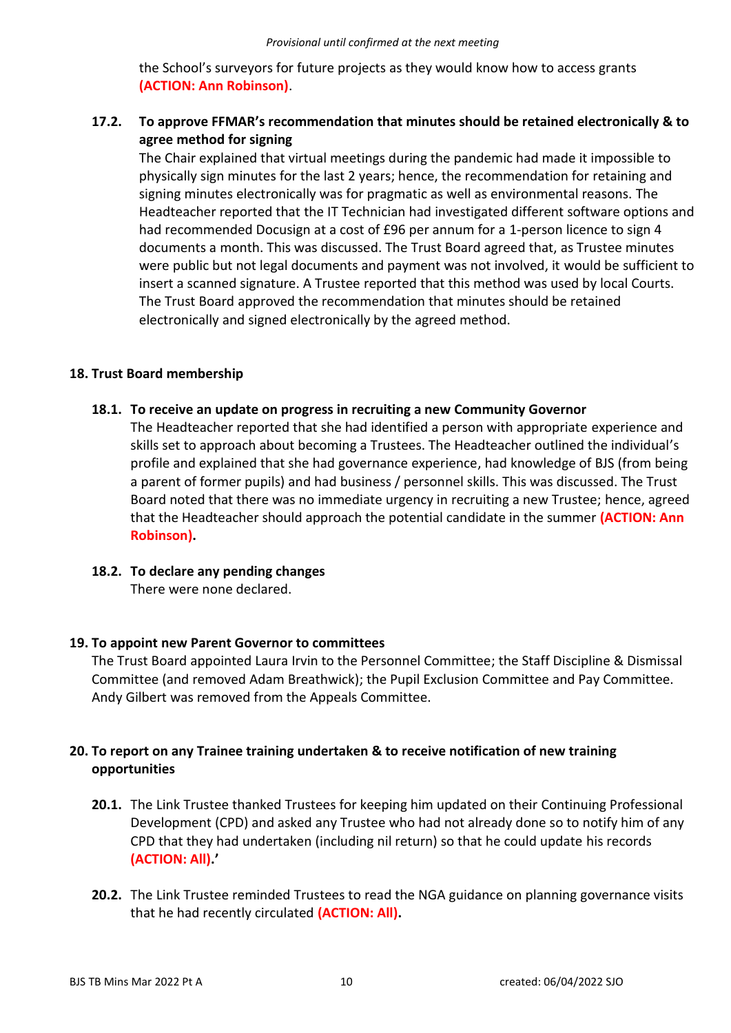the School's surveyors for future projects as they would know how to access grants **(ACTION: Ann Robinson)**.

**17.2. To approve FFMAR's recommendation that minutes should be retained electronically & to agree method for signing**

The Chair explained that virtual meetings during the pandemic had made it impossible to physically sign minutes for the last 2 years; hence, the recommendation for retaining and signing minutes electronically was for pragmatic as well as environmental reasons. The Headteacher reported that the IT Technician had investigated different software options and had recommended Docusign at a cost of £96 per annum for a 1-person licence to sign 4 documents a month. This was discussed. The Trust Board agreed that, as Trustee minutes were public but not legal documents and payment was not involved, it would be sufficient to insert a scanned signature. A Trustee reported that this method was used by local Courts. The Trust Board approved the recommendation that minutes should be retained electronically and signed electronically by the agreed method.

## 18. Trust Board membership

**18.1. To receive an update on progress in recruiting a new Community Governor**

The Headteacher reported that she had identified a person with appropriate experience and skills set to approach about becoming a Trustees. The Headteacher outlined the individual's profile and explained that she had governance experience, had knowledge of BJS (from being a parent of former pupils) and had business / personnel skills. This was discussed. The Trust Board noted that there was no immediate urgency in recruiting a new Trustee; hence, agreed that the Headteacher should approach the potential candidate in the summer **(ACTION: Ann Robinson).**

**18.2. To declare any pending changes**

There were none declared.

## 19. To appoint new Parent Governor to committees

The Trust Board appointed Laura Irvin to the Personnel Committee; the Staff Discipline & Dismissal Committee (and removed Adam Breathwick); the Pupil Exclusion Committee and Pay Committee. Andy Gilbert was removed from the Appeals Committee.

## 20. To report on any Trainee training undertaken & to receive notification of new training opportunities

**20.1.** The Link Trustee thanked Trustees for keeping him updated on their Continuing Professional Development (CPD) and asked any Trustee who had not already done so to notify him of any CPD that they had undertaken (including nil return) so that he could update his records **(ACTION: All).'**

**20.2.** The Link Trustee reminded Trustees to read the NGA guidance on planning governance visits that he had recently circulated **(ACTION: All).**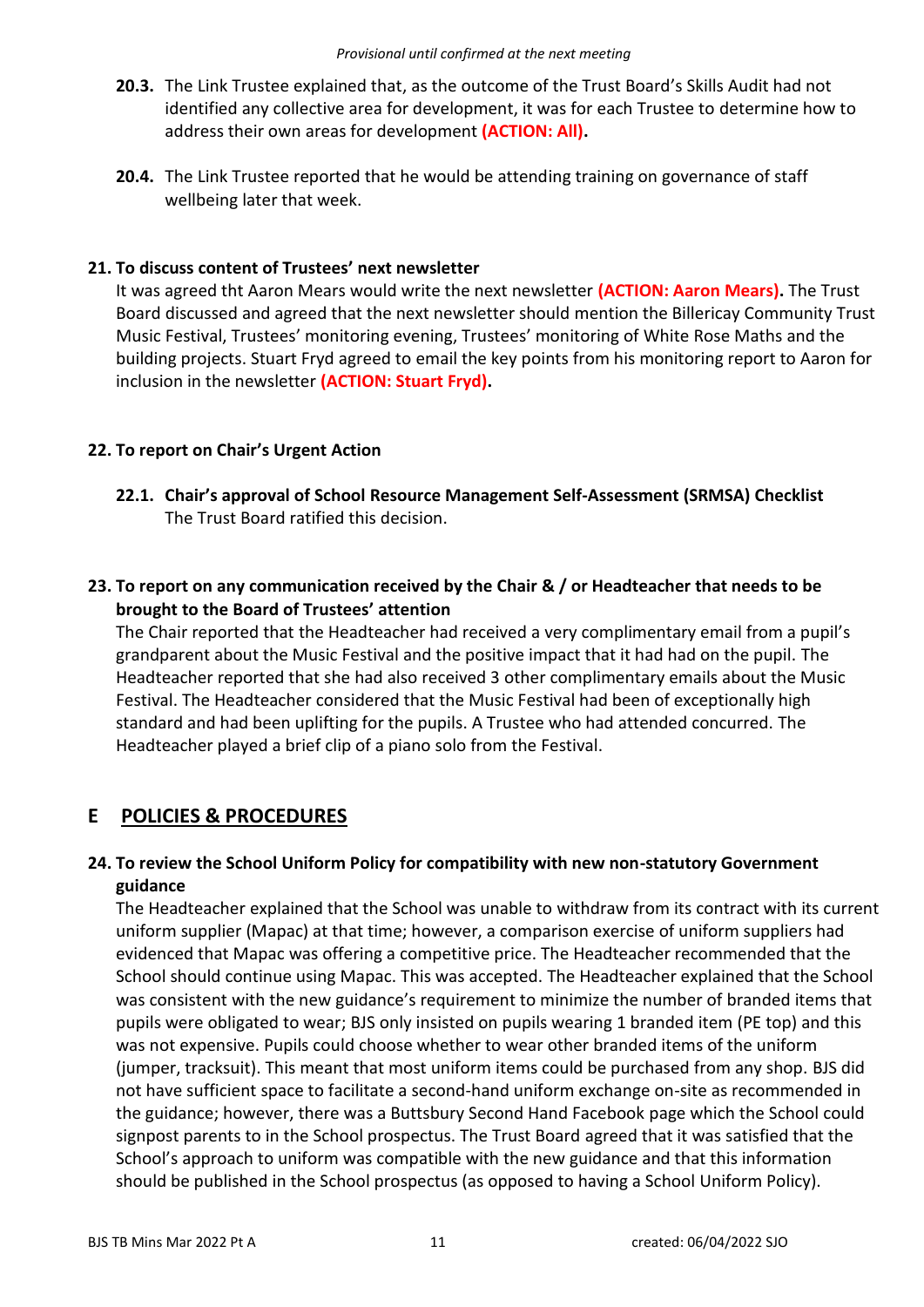**20.3.** The Link Trustee explained that, as the outcome of the Trust Board's Skills Audit had not identified any collective area for development, it was for each Trustee to determine how to address their own areas for development **(ACTION: All).**

**20.4.** The Link Trustee reported that he would be attending training on governance of staff wellbeing later that week.

### 21. To discuss content of Trustees' next newsletter

It was agreed tht Aaron Mears would write the next newsletter **(ACTION: Aaron Mears).** The Trust Board discussed and agreed that the next newsletter should mention the Billericay Community Trust Music Festival, Trustees' monitoring evening, Trustees' monitoring of White Rose Maths and the building projects. Stuart Fryd agreed to email the key points from his monitoring report to Aaron for inclusion in the newsletter **(ACTION: Stuart Fryd).**

### 22. To report on Chair's Urgent Action

**22.1. Chair's approval of School Resource Management Self-Assessment (SRMSA) Checklist**
The Trust Board ratified this decision.

### 23. To report on any communication received by the Chair & / or Headteacher that needs to be brought to the Board of Trustees' attention

The Chair reported that the Headteacher had received a very complimentary email from a pupil's grandparent about the Music Festival and the positive impact that it had had on the pupil. The Headteacher reported that she had also received 3 other complimentary emails about the Music Festival. The Headteacher considered that the Music Festival had been of exceptionally high standard and had been uplifting for the pupils. A Trustee who had attended concurred. The Headteacher played a brief clip of a piano solo from the Festival.

## E POLICIES & PROCEDURES

### 24. To review the School Uniform Policy for compatibility with new non-statutory Government guidance

The Headteacher explained that the School was unable to withdraw from its contract with its current uniform supplier (Mapac) at that time; however, a comparison exercise of uniform suppliers had evidenced that Mapac was offering a competitive price. The Headteacher recommended that the School should continue using Mapac. This was accepted. The Headteacher explained that the School was consistent with the new guidance's requirement to minimize the number of branded items that pupils were obligated to wear; BJS only insisted on pupils wearing 1 branded item (PE top) and this was not expensive. Pupils could choose whether to wear other branded items of the uniform (jumper, tracksuit). This meant that most uniform items could be purchased from any shop. BJS did not have sufficient space to facilitate a second-hand uniform exchange on-site as recommended in the guidance; however, there was a Buttsbury Second Hand Facebook page which the School could signpost parents to in the School prospectus. The Trust Board agreed that it was satisfied that the School's approach to uniform was compatible with the new guidance and that this information should be published in the School prospectus (as opposed to having a School Uniform Policy).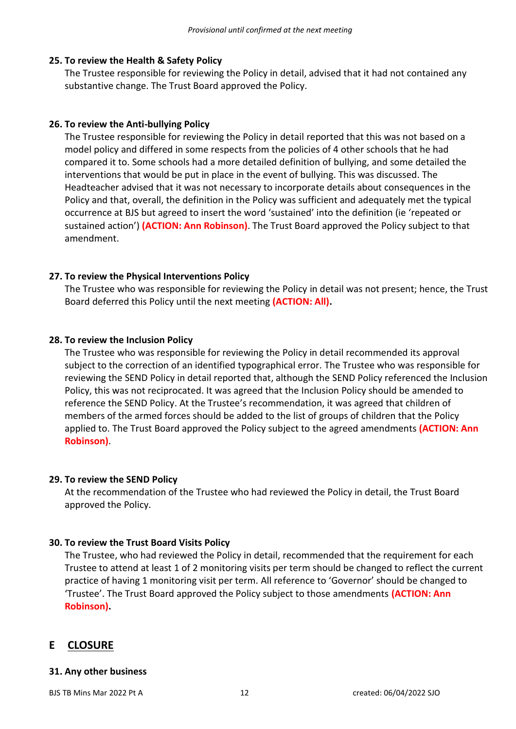### 25. To review the Health & Safety Policy

The Trustee responsible for reviewing the Policy in detail, advised that it had not contained any substantive change. The Trust Board approved the Policy.

### 26. To review the Anti-bullying Policy

The Trustee responsible for reviewing the Policy in detail reported that this was not based on a model policy and differed in some respects from the policies of 4 other schools that he had compared it to. Some schools had a more detailed definition of bullying, and some detailed the interventions that would be put in place in the event of bullying. This was discussed. The Headteacher advised that it was not necessary to incorporate details about consequences in the Policy and that, overall, the definition in the Policy was sufficient and adequately met the typical occurrence at BJS but agreed to insert the word 'sustained' into the definition (ie 'repeated or sustained action') **(ACTION: Ann Robinson)**. The Trust Board approved the Policy subject to that amendment.

### 27. To review the Physical Interventions Policy

The Trustee who was responsible for reviewing the Policy in detail was not present; hence, the Trust Board deferred this Policy until the next meeting **(ACTION: All).**

### 28. To review the Inclusion Policy

The Trustee who was responsible for reviewing the Policy in detail recommended its approval subject to the correction of an identified typographical error. The Trustee who was responsible for reviewing the SEND Policy in detail reported that, although the SEND Policy referenced the Inclusion Policy, this was not reciprocated. It was agreed that the Inclusion Policy should be amended to reference the SEND Policy. At the Trustee's recommendation, it was agreed that children of members of the armed forces should be added to the list of groups of children that the Policy applied to. The Trust Board approved the Policy subject to the agreed amendments **(ACTION: Ann Robinson)**.

### 29. To review the SEND Policy

At the recommendation of the Trustee who had reviewed the Policy in detail, the Trust Board approved the Policy.

### 30. To review the Trust Board Visits Policy

The Trustee, who had reviewed the Policy in detail, recommended that the requirement for each Trustee to attend at least 1 of 2 monitoring visits per term should be changed to reflect the current practice of having 1 monitoring visit per term. All reference to 'Governor' should be changed to 'Trustee'. The Trust Board approved the Policy subject to those amendments **(ACTION: Ann Robinson).**

## E CLOSURE

### 31. Any other business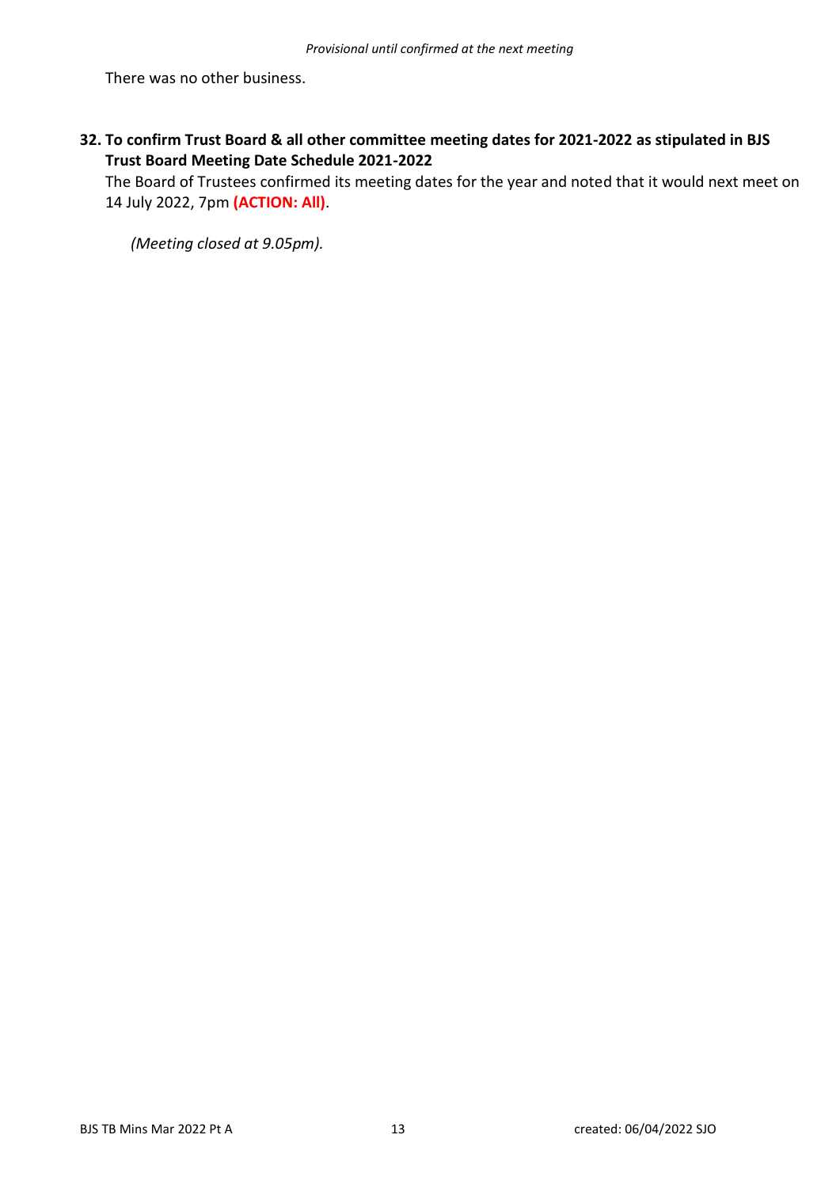There was no other business.

**32. To confirm Trust Board & all other committee meeting dates for 2021-2022 as stipulated in BJS Trust Board Meeting Date Schedule 2021-2022**

The Board of Trustees confirmed its meeting dates for the year and noted that it would next meet on 14 July 2022, 7pm **(ACTION: All)**.

*(Meeting closed at 9.05pm).*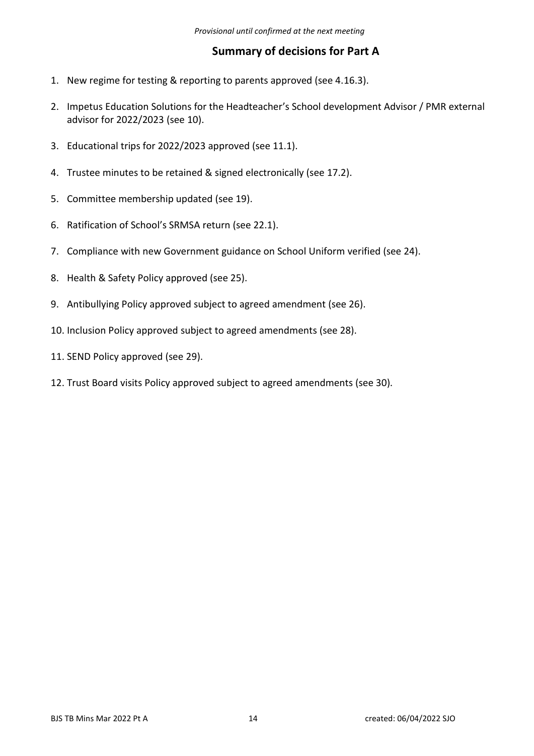*Provisional until confirmed at the next meeting*

## Summary of decisions for Part A

1. New regime for testing & reporting to parents approved (see 4.16.3).
2. Impetus Education Solutions for the Headteacher's School development Advisor / PMR external advisor for 2022/2023 (see 10).
3. Educational trips for 2022/2023 approved (see 11.1).
4. Trustee minutes to be retained & signed electronically (see 17.2).
5. Committee membership updated (see 19).
6. Ratification of School's SRMSA return (see 22.1).
7. Compliance with new Government guidance on School Uniform verified (see 24).
8. Health & Safety Policy approved (see 25).
9. Antibullying Policy approved subject to agreed amendment (see 26).
10. Inclusion Policy approved subject to agreed amendments (see 28).
11. SEND Policy approved (see 29).
12. Trust Board visits Policy approved subject to agreed amendments (see 30).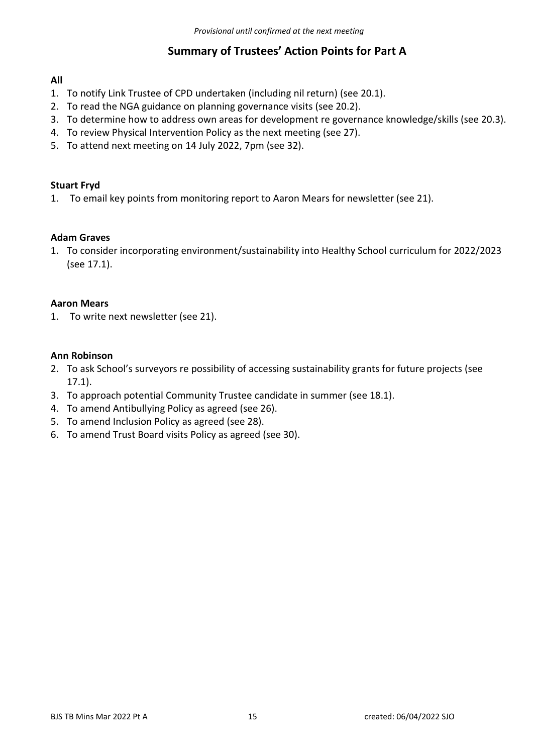*Provisional until confirmed at the next meeting*

## Summary of Trustees' Action Points for Part A

**All**

1. To notify Link Trustee of CPD undertaken (including nil return) (see 20.1).
2. To read the NGA guidance on planning governance visits (see 20.2).
3. To determine how to address own areas for development re governance knowledge/skills (see 20.3).
4. To review Physical Intervention Policy as the next meeting (see 27).
5. To attend next meeting on 14 July 2022, 7pm (see 32).

**Stuart Fryd**

1. To email key points from monitoring report to Aaron Mears for newsletter (see 21).

**Adam Graves**

1. To consider incorporating environment/sustainability into Healthy School curriculum for 2022/2023 (see 17.1).

**Aaron Mears**

1. To write next newsletter (see 21).

**Ann Robinson**

2. To ask School's surveyors re possibility of accessing sustainability grants for future projects (see 17.1).
3. To approach potential Community Trustee candidate in summer (see 18.1).
4. To amend Antibullying Policy as agreed (see 26).
5. To amend Inclusion Policy as agreed (see 28).
6. To amend Trust Board visits Policy as agreed (see 30).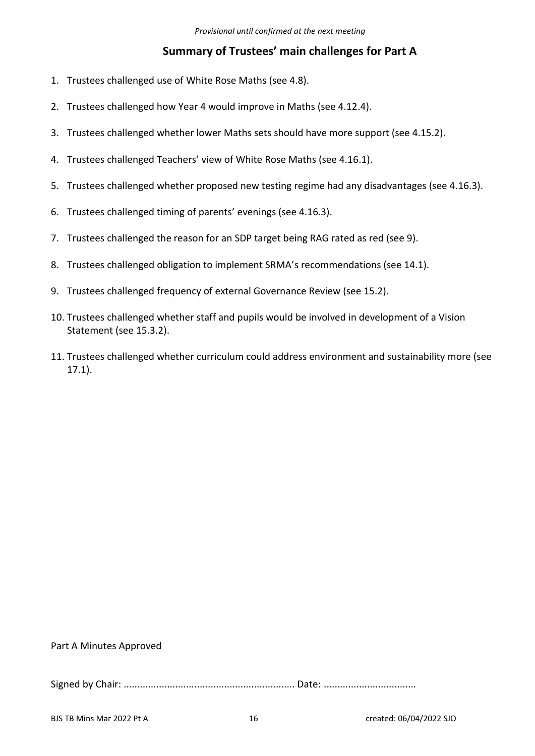*Provisional until confirmed at the next meeting*

## Summary of Trustees' main challenges for Part A

1. Trustees challenged use of White Rose Maths (see 4.8).
2. Trustees challenged how Year 4 would improve in Maths (see 4.12.4).
3. Trustees challenged whether lower Maths sets should have more support (see 4.15.2).
4. Trustees challenged Teachers' view of White Rose Maths (see 4.16.1).
5. Trustees challenged whether proposed new testing regime had any disadvantages (see 4.16.3).
6. Trustees challenged timing of parents' evenings (see 4.16.3).
7. Trustees challenged the reason for an SDP target being RAG rated as red (see 9).
8. Trustees challenged obligation to implement SRMA's recommendations (see 14.1).
9. Trustees challenged frequency of external Governance Review (see 15.2).
10. Trustees challenged whether staff and pupils would be involved in development of a Vision Statement (see 15.3.2).
11. Trustees challenged whether curriculum could address environment and sustainability more (see 17.1).

Part A Minutes Approved

Signed by Chair: .............................................................. Date: .................................